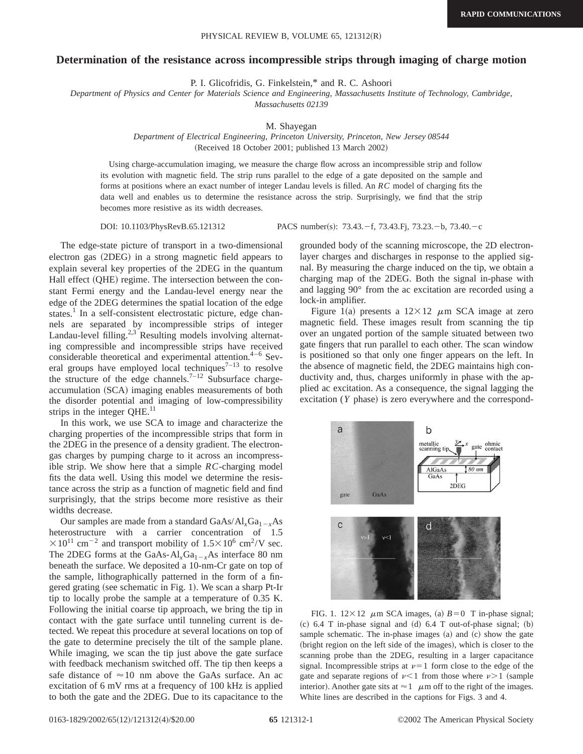# Determination of the resistance across incompressible strips through imaging of charge motion

P. I. Glicofridis, G. Finkelstein,* and R. C. Ashoori

*Department of Physics and Center for Materials Science and Engineering, Massachusetts Institute of Technology, Cambridge, Massachusetts 02139*

M. Shayegan

*Department of Electrical Engineering, Princeton University, Princeton, New Jersey 08544*

(Received 18 October 2001; published 13 March 2002)

Using charge-accumulation imaging, we measure the charge flow across an incompressible strip and follow its evolution with magnetic field. The strip runs parallel to the edge of a gate deposited on the sample and forms at positions where an exact number of integer Landau levels is filled. An *RC* model of charging fits the data well and enables us to determine the resistance across the strip. Surprisingly, we find that the strip becomes more resistive as its width decreases.

DOI: 10.1103/PhysRevB.65.121312 PACS number(s): 73.43.−f, 73.43.Fj, 73.23.−b, 73.40.−c

The edge-state picture of transport in a two-dimensional electron gas (2DEG) in a strong magnetic field appears to explain several key properties of the 2DEG in the quantum Hall effect (QHE) regime. The intersection between the constant Fermi energy and the Landau-level energy near the edge of the 2DEG determines the spatial location of the edge states.[1] In a self-consistent electrostatic picture, edge channels are separated by incompressible strips of integer Landau-level filling.[2,3] Resulting models involving alternating compressible and incompressible strips have received considerable theoretical and experimental attention.[4–6] Several groups have employed local techniques[7–13] to resolve the structure of the edge channels.[7–12] Subsurface charge-accumulation (SCA) imaging enables measurements of both the disorder potential and imaging of low-compressibility strips in the integer QHE.[11]

In this work, we use SCA to image and characterize the charging properties of the incompressible strips that form in the 2DEG in the presence of a density gradient. The electron-gas charges by pumping charge to it across an incompressible strip. We show here that a simple *RC*-charging model fits the data well. Using this model we determine the resistance across the strip as a function of magnetic field and find surprisingly, that the strips become more resistive as their widths decrease.

Our samples are made from a standard GaAs/$Al_xGa_{1-x}As$ heterostructure with a carrier concentration of $1.5\times10^{11}$ cm$^{-2}$ and transport mobility of $1.5\times10^{6}$ cm$^2$/V sec. The 2DEG forms at the GaAs-$Al_xGa_{1-x}As$ interface 80 nm beneath the surface. We deposited a 10-nm-Cr gate on top of the sample, lithographically patterned in the form of a fingered grating (see schematic in Fig. 1). We scan a sharp Pt-Ir tip to locally probe the sample at a temperature of 0.35 K. Following the initial coarse tip approach, we bring the tip in contact with the gate surface until tunneling current is detected. We repeat this procedure at several locations on top of the gate to determine precisely the tilt of the sample plane. While imaging, we scan the tip just above the gate surface with feedback mechanism switched off. The tip then keeps a safe distance of ≈10 nm above the GaAs surface. An ac excitation of 6 mV rms at a frequency of 100 kHz is applied to both the gate and the 2DEG. Due to its capacitance to the grounded body of the scanning microscope, the 2D electron-layer charges and discharges in response to the applied signal. By measuring the charge induced on the tip, we obtain a charging map of the 2DEG. Both the signal in-phase with and lagging 90° from the ac excitation are recorded using a lock-in amplifier.

Figure 1(a) presents a 12×12 μm SCA image at zero magnetic field. These images result from scanning the tip over an ungated portion of the sample situated between two gate fingers that run parallel to each other. The scan window is positioned so that only one finger appears on the left. In the absence of magnetic field, the 2DEG maintains high conductivity and, thus, charges uniformly in phase with the applied ac excitation. As a consequence, the signal lagging the excitation (*Y* phase) is zero everywhere and the correspond-

FIG. 1. 12×12 μm SCA images, (a) $B=0$ T in-phase signal; (c) 6.4 T in-phase signal and (d) 6.4 T out-of-phase signal; (b) sample schematic. The in-phase images (a) and (c) show the gate (bright region on the left side of the images), which is closer to the scanning probe than the 2DEG, resulting in a larger capacitance signal. Incompressible strips at $\nu=1$ form close to the edge of the gate and separate regions of $\nu<1$ from those where $\nu>1$ (sample interior). Another gate sits at ≈1 μm off to the right of the images. White lines are described in the captions for Figs. 3 and 4.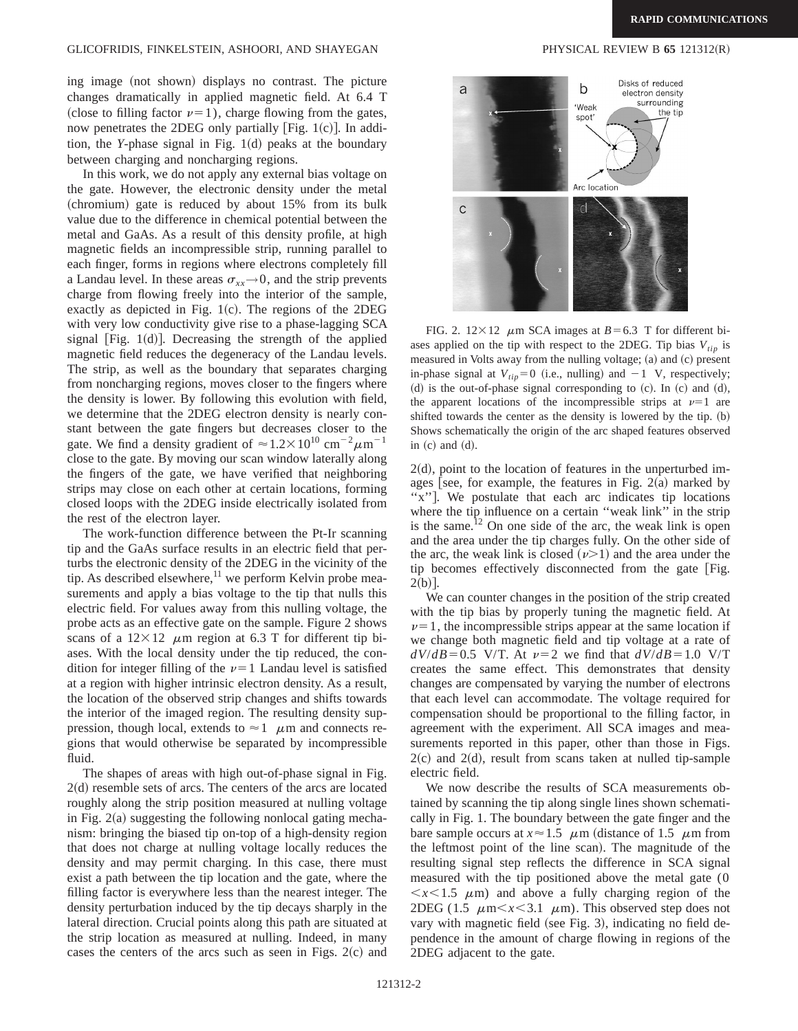ing image (not shown) displays no contrast. The picture changes dramatically in applied magnetic field. At 6.4 T (close to filling factor $\nu=1$), charge flowing from the gates, now penetrates the 2DEG only partially [Fig. 1(c)]. In addition, the *Y*-phase signal in Fig. 1(d) peaks at the boundary between charging and noncharging regions.

In this work, we do not apply any external bias voltage on the gate. However, the electronic density under the metal (chromium) gate is reduced by about 15% from its bulk value due to the difference in chemical potential between the metal and GaAs. As a result of this density profile, at high magnetic fields an incompressible strip, running parallel to each finger, forms in regions where electrons completely fill a Landau level. In these areas $\sigma_{xx}\rightarrow 0$, and the strip prevents charge from flowing freely into the interior of the sample, exactly as depicted in Fig. 1(c). The regions of the 2DEG with very low conductivity give rise to a phase-lagging SCA signal [Fig. 1(d)]. Decreasing the strength of the applied magnetic field reduces the degeneracy of the Landau levels. The strip, as well as the boundary that separates charging from noncharging regions, moves closer to the fingers where the density is lower. By following this evolution with field, we determine that the 2DEG electron density is nearly constant between the gate fingers but decreases closer to the gate. We find a density gradient of $\approx 1.2\times 10^{10}\ \mathrm{cm}^{-2}\mu\mathrm{m}^{-1}$ close to the gate. By moving our scan window laterally along the fingers of the gate, we have verified that neighboring strips may close on each other at certain locations, forming closed loops with the 2DEG inside electrically isolated from the rest of the electron layer.

The work-function difference between the Pt-Ir scanning tip and the GaAs surface results in an electric field that perturbs the electronic density of the 2DEG in the vicinity of the tip. As described elsewhere,[11] we perform Kelvin probe measurements and apply a bias voltage to the tip that nulls this electric field. For values away from this nulling voltage, the probe acts as an effective gate on the sample. Figure 2 shows scans of a $12\times 12\ \mu\mathrm{m}$ region at 6.3 T for different tip biases. With the local density under the tip reduced, the condition for integer filling of the $\nu=1$ Landau level is satisfied at a region with higher intrinsic electron density. As a result, the location of the observed strip changes and shifts towards the interior of the imaged region. The resulting density suppression, though local, extends to $\approx 1\ \mu\mathrm{m}$ and connects regions that would otherwise be separated by incompressible fluid.

The shapes of areas with high out-of-phase signal in Fig. 2(d) resemble sets of arcs. The centers of the arcs are located roughly along the strip position measured at nulling voltage in Fig. 2(a) suggesting the following nonlocal gating mechanism: bringing the biased tip on-top of a high-density region that does not charge at nulling voltage locally reduces the density and may permit charging. In this case, there must exist a path between the tip location and the gate, where the filling factor is everywhere less than the nearest integer. The density perturbation induced by the tip decays sharply in the lateral direction. Crucial points along this path are situated at the strip location as measured at nulling. Indeed, in many cases the centers of the arcs such as seen in Figs. 2(c) and 2(d), point to the location of features in the unperturbed images [see, for example, the features in Fig. 2(a) marked by "x"]. We postulate that each arc indicates tip locations where the tip influence on a certain "weak link" in the strip is the same.[12] On one side of the arc, the weak link is open and the area under the tip charges fully. On the other side of the arc, the weak link is closed ($\nu>1$) and the area under the tip becomes effectively disconnected from the gate [Fig. 2(b)].

FIG. 2. $12\times 12\ \mu\mathrm{m}$ SCA images at $B=6.3$ T for different biases applied on the tip with respect to the 2DEG. Tip bias $V_{tip}$ is measured in Volts away from the nulling voltage; (a) and (c) present in-phase signal at $V_{tip}=0$ (i.e., nulling) and $-1$ V, respectively; (d) is the out-of-phase signal corresponding to (c). In (c) and (d), the apparent locations of the incompressible strips at $\nu=1$ are shifted towards the center as the density is lowered by the tip. (b) Shows schematically the origin of the arc shaped features observed in (c) and (d).

We can counter changes in the position of the strip created with the tip bias by properly tuning the magnetic field. At $\nu=1$, the incompressible strips appear at the same location if we change both magnetic field and tip voltage at a rate of $dV/dB=0.5$ V/T. At $\nu=2$ we find that $dV/dB=1.0$ V/T creates the same effect. This demonstrates that density changes are compensated by varying the number of electrons that each level can accommodate. The voltage required for compensation should be proportional to the filling factor, in agreement with the experiment. All SCA images and measurements reported in this paper, other than those in Figs. 2(c) and 2(d), result from scans taken at nulled tip-sample electric field.

We now describe the results of SCA measurements obtained by scanning the tip along single lines shown schematically in Fig. 1. The boundary between the gate finger and the bare sample occurs at $x\approx 1.5\ \mu\mathrm{m}$ (distance of 1.5 $\mu$m from the leftmost point of the line scan). The magnitude of the resulting signal step reflects the difference in SCA signal measured with the tip positioned above the metal gate ($0<x<1.5\ \mu\mathrm{m}$) and above a fully charging region of the 2DEG ($1.5\ \mu\mathrm{m}<x<3.1\ \mu\mathrm{m}$). This observed step does not vary with magnetic field (see Fig. 3), indicating no field dependence in the amount of charge flowing in regions of the 2DEG adjacent to the gate.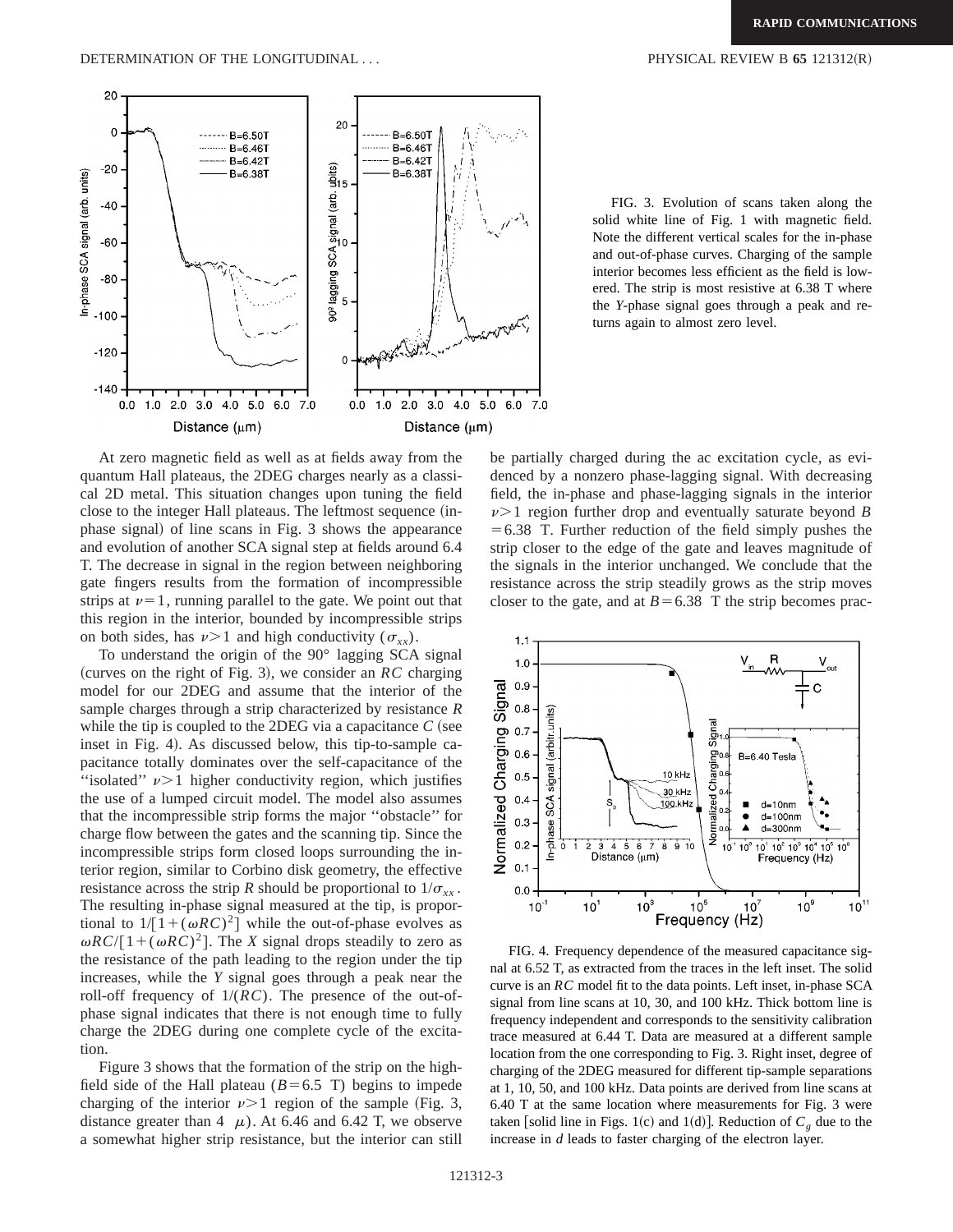FIG. 3. Evolution of scans taken along the solid white line of Fig. 1 with magnetic field. Note the different vertical scales for the in-phase and out-of-phase curves. Charging of the sample interior becomes less efficient as the field is lowered. The strip is most resistive at 6.38 T where the *Y*-phase signal goes through a peak and returns again to almost zero level.

At zero magnetic field as well as at fields away from the quantum Hall plateaus, the 2DEG charges nearly as a classical 2D metal. This situation changes upon tuning the field close to the integer Hall plateaus. The leftmost sequence (in-phase signal) of line scans in Fig. 3 shows the appearance and evolution of another SCA signal step at fields around 6.4 T. The decrease in signal in the region between neighboring gate fingers results from the formation of incompressible strips at $\nu=1$, running parallel to the gate. We point out that this region in the interior, bounded by incompressible strips on both sides, has $\nu>1$ and high conductivity ($\sigma_{xx}$).

To understand the origin of the 90° lagging SCA signal (curves on the right of Fig. 3), we consider an *RC* charging model for our 2DEG and assume that the interior of the sample charges through a strip characterized by resistance *R* while the tip is coupled to the 2DEG via a capacitance *C* (see inset in Fig. 4). As discussed below, this tip-to-sample capacitance totally dominates over the self-capacitance of the "isolated" $\nu>1$ higher conductivity region, which justifies the use of a lumped circuit model. The model also assumes that the incompressible strip forms the major "obstacle" for charge flow between the gates and the scanning tip. Since the incompressible strips form closed loops surrounding the interior region, similar to Corbino disk geometry, the effective resistance across the strip *R* should be proportional to $1/\sigma_{xx}$. The resulting in-phase signal measured at the tip, is proportional to $1/[1+(\omega RC)^2]$ while the out-of-phase evolves as $\omega RC/[1+(\omega RC)^2]$. The *X* signal drops steadily to zero as the resistance of the path leading to the region under the tip increases, while the *Y* signal goes through a peak near the roll-off frequency of $1/(RC)$. The presence of the out-of-phase signal indicates that there is not enough time to fully charge the 2DEG during one complete cycle of the excitation.

Figure 3 shows that the formation of the strip on the high-field side of the Hall plateau ($B=6.5$ T) begins to impede charging of the interior $\nu>1$ region of the sample (Fig. 3, distance greater than 4 $\mu$). At 6.46 and 6.42 T, we observe a somewhat higher strip resistance, but the interior can still be partially charged during the ac excitation cycle, as evidenced by a nonzero phase-lagging signal. With decreasing field, the in-phase and phase-lagging signals in the interior $\nu>1$ region further drop and eventually saturate beyond $B=6.38$ T. Further reduction of the field simply pushes the strip closer to the edge of the gate and leaves magnitude of the signals in the interior unchanged. We conclude that the resistance across the strip steadily grows as the strip moves closer to the gate, and at $B=6.38$ T the strip becomes prac-

FIG. 4. Frequency dependence of the measured capacitance signal at 6.52 T, as extracted from the traces in the left inset. The solid curve is an *RC* model fit to the data points. Left inset, in-phase SCA signal from line scans at 10, 30, and 100 kHz. Thick bottom line is frequency independent and corresponds to the sensitivity calibration trace measured at 6.44 T. Data are measured at a different sample location from the one corresponding to Fig. 3. Right inset, degree of charging of the 2DEG measured for different tip-sample separations at 1, 10, 50, and 100 kHz. Data points are derived from line scans at 6.40 T at the same location where measurements for Fig. 3 were taken [solid line in Figs. 1(c) and 1(d)]. Reduction of $C_g$ due to the increase in *d* leads to faster charging of the electron layer.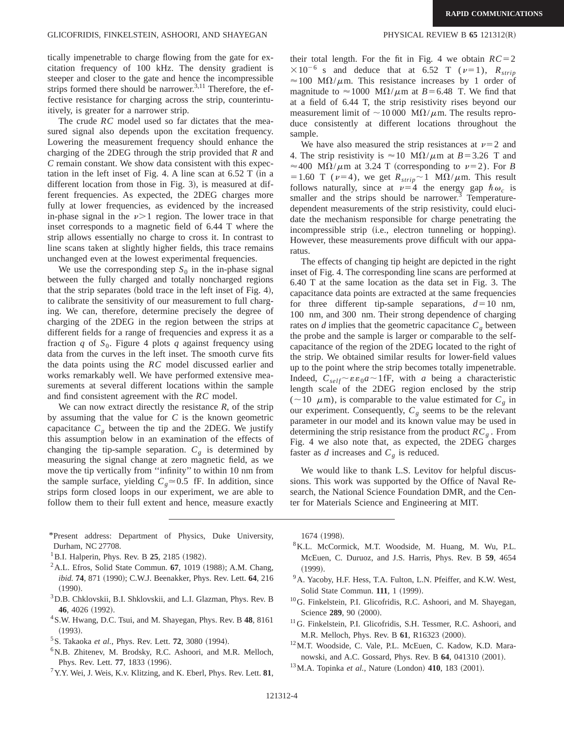tically impenetrable to charge flowing from the gate for excitation frequency of 100 kHz. The density gradient is steeper and closer to the gate and hence the incompressible strips formed there should be narrower.[3,11] Therefore, the effective resistance for charging across the strip, counterintuitively, is greater for a narrower strip.

The crude $RC$ model used so far dictates that the measured signal also depends upon the excitation frequency. Lowering the measurement frequency should enhance the charging of the 2DEG through the strip provided that $R$ and $C$ remain constant. We show data consistent with this expectation in the left inset of Fig. 4. A line scan at 6.52 T (in a different location from those in Fig. 3), is measured at different frequencies. As expected, the 2DEG charges more fully at lower frequencies, as evidenced by the increased in-phase signal in the $\nu > 1$ region. The lower trace in that inset corresponds to a magnetic field of 6.44 T where the strip allows essentially no charge to cross it. In contrast to line scans taken at slightly higher fields, this trace remains unchanged even at the lowest experimental frequencies.

We use the corresponding step $S_0$ in the in-phase signal between the fully charged and totally noncharged regions that the strip separates (bold trace in the left inset of Fig. 4), to calibrate the sensitivity of our measurement to full charging. We can, therefore, determine precisely the degree of charging of the 2DEG in the region between the strips at different fields for a range of frequencies and express it as a fraction $q$ of $S_0$. Figure 4 plots $q$ against frequency using data from the curves in the left inset. The smooth curve fits the data points using the $RC$ model discussed earlier and works remarkably well. We have performed extensive measurements at several different locations within the sample and find consistent agreement with the $RC$ model.

We can now extract directly the resistance $R$, of the strip by assuming that the value for $C$ is the known geometric capacitance $C_g$ between the tip and the 2DEG. We justify this assumption below in an examination of the effects of changing the tip-sample separation. $C_g$ is determined by measuring the signal change at zero magnetic field, as we move the tip vertically from "infinity" to within 10 nm from the sample surface, yielding $C_g \simeq 0.5$ fF. In addition, since strips form closed loops in our experiment, we are able to follow them to their full extent and hence, measure exactly their total length. For the fit in Fig. 4 we obtain $RC = 2 \times 10^{-6}$ s and deduce that at 6.52 T ($\nu = 1$), $R_{strip} \approx 100$ M$\Omega/\mu$m. This resistance increases by 1 order of magnitude to $\approx 1000$ M$\Omega/\mu$m at $B = 6.48$ T. We find that at a field of 6.44 T, the strip resistivity rises beyond our measurement limit of $\sim 10\,000$ M$\Omega/\mu$m. The results reproduce consistently at different locations throughout the sample.

We have also measured the strip resistances at $\nu = 2$ and 4. The strip resistivity is $\approx 10$ M$\Omega/\mu$m at $B = 3.26$ T and $\approx 400$ M$\Omega/\mu$m at 3.24 T (corresponding to $\nu = 2$). For $B = 1.60$ T ($\nu = 4$), we get $R_{strip} \sim 1$ M$\Omega/\mu$m. This result follows naturally, since at $\nu = 4$ the energy gap $\hbar\omega_c$ is smaller and the strips should be narrower.[3] Temperature-dependent measurements of the strip resistivity, could elucidate the mechanism responsible for charge penetrating the incompressible strip (i.e., electron tunneling or hopping). However, these measurements prove difficult with our apparatus.

The effects of changing tip height are depicted in the right inset of Fig. 4. The corresponding line scans are performed at 6.40 T at the same location as the data set in Fig. 3. The capacitance data points are extracted at the same frequencies for three different tip-sample separations, $d = 10$ nm, 100 nm, and 300 nm. Their strong dependence of charging rates on $d$ implies that the geometric capacitance $C_g$ between the probe and the sample is larger or comparable to the self-capacitance of the region of the 2DEG located to the right of the strip. We obtained similar results for lower-field values up to the point where the strip becomes totally impenetrable. Indeed, $C_{self} \sim \varepsilon\varepsilon_0 a \sim 1$fF, with $a$ being a characteristic length scale of the 2DEG region enclosed by the strip ($\sim 10$ $\mu$m), is comparable to the value estimated for $C_g$ in our experiment. Consequently, $C_g$ seems to be the relevant parameter in our model and its known value may be used in determining the strip resistance from the product $RC_g$. From Fig. 4 we also note that, as expected, the 2DEG charges faster as $d$ increases and $C_g$ is reduced.

We would like to thank L.S. Levitov for helpful discussions. This work was supported by the Office of Naval Research, the National Science Foundation DMR, and the Center for Materials Science and Engineering at MIT.

---

*Present address: Department of Physics, Duke University, Durham, NC 27708.

[1] B.I. Halperin, Phys. Rev. B **25**, 2185 (1982).

[2] A.L. Efros, Solid State Commun. **67**, 1019 (1988); A.M. Chang, *ibid.* **74**, 871 (1990); C.W.J. Beenakker, Phys. Rev. Lett. **64**, 216 (1990).

[3] D.B. Chklovskii, B.I. Shklovskii, and L.I. Glazman, Phys. Rev. B **46**, 4026 (1992).

[4] S.W. Hwang, D.C. Tsui, and M. Shayegan, Phys. Rev. B **48**, 8161 (1993).

[5] S. Takaoka *et al.*, Phys. Rev. Lett. **72**, 3080 (1994).

[6] N.B. Zhitenev, M. Brodsky, R.C. Ashoori, and M.R. Melloch, Phys. Rev. Lett. **77**, 1833 (1996).

[7] Y.Y. Wei, J. Weis, K.v. Klitzing, and K. Eberl, Phys. Rev. Lett. **81**, 1674 (1998).

[8] K.L. McCormick, M.T. Woodside, M. Huang, M. Wu, P.L. McEuen, C. Duruoz, and J.S. Harris, Phys. Rev. B **59**, 4654 (1999).

[9] A. Yacoby, H.F. Hess, T.A. Fulton, L.N. Pfeiffer, and K.W. West, Solid State Commun. **111**, 1 (1999).

[10] G. Finkelstein, P.I. Glicofridis, R.C. Ashoori, and M. Shayegan, Science **289**, 90 (2000).

[11] G. Finkelstein, P.I. Glicofridis, S.H. Tessmer, R.C. Ashoori, and M.R. Melloch, Phys. Rev. B **61**, R16323 (2000).

[12] M.T. Woodside, C. Vale, P.L. McEuen, C. Kadow, K.D. Maranowski, and A.C. Gossard, Phys. Rev. B **64**, 041310 (2001).

[13] M.A. Topinka *et al.*, Nature (London) **410**, 183 (2001).